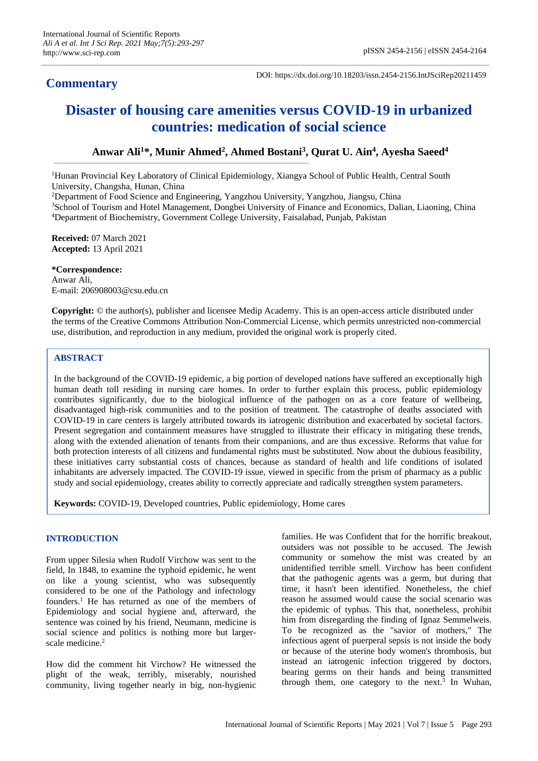**Commentary**

DOI: https://dx.doi.org/10.18203/issn.2454-2156.IntJSciRep20211459

# Disaster of housing care amenities versus COVID-19 in urbanized countries: medication of social science

**Anwar Ali[1]*, Munir Ahmed[2], Ahmed Bostani[3], Qurat U. Ain[4], Ayesha Saeed[4]**

[1]Hunan Provincial Key Laboratory of Clinical Epidemiology, Xiangya School of Public Health, Central South University, Changsha, Hunan, China
[2]Department of Food Science and Engineering, Yangzhou University, Yangzhou, Jiangsu, China
[3]School of Tourism and Hotel Management, Dongbei University of Finance and Economics, Dalian, Liaoning, China
[4]Department of Biochemistry, Government College University, Faisalabad, Punjab, Pakistan

**Received:** 07 March 2021
**Accepted:** 13 April 2021

**\*Correspondence:**
Anwar Ali,
E-mail: 206908003@csu.edu.cn

**Copyright:** © the author(s), publisher and licensee Medip Academy. This is an open-access article distributed under the terms of the Creative Commons Attribution Non-Commercial License, which permits unrestricted non-commercial use, distribution, and reproduction in any medium, provided the original work is properly cited.

## ABSTRACT

In the background of the COVID-19 epidemic, a big portion of developed nations have suffered an exceptionally high human death toll residing in nursing care homes. In order to further explain this process, public epidemiology contributes significantly, due to the biological influence of the pathogen on as a core feature of wellbeing, disadvantaged high-risk communities and to the position of treatment. The catastrophe of deaths associated with COVID-19 in care centers is largely attributed towards its iatrogenic distribution and exacerbated by societal factors. Present segregation and containment measures have struggled to illustrate their efficacy in mitigating these trends, along with the extended alienation of tenants from their companions, and are thus excessive. Reforms that value for both protection interests of all citizens and fundamental rights must be substituted. Now about the dubious feasibility, these initiatives carry substantial costs of chances, because as standard of health and life conditions of isolated inhabitants are adversely impacted. The COVID-19 issue, viewed in specific from the prism of pharmacy as a public study and social epidemiology, creates ability to correctly appreciate and radically strengthen system parameters.

**Keywords:** COVID-19, Developed countries, Public epidemiology, Home cares

## INTRODUCTION

From upper Silesia when Rudolf Virchow was sent to the field, In 1848, to examine the typhoid epidemic, he went on like a young scientist, who was subsequently considered to be one of the Pathology and infectology founders.[1] He has returned as one of the members of Epidemiology and social hygiene and, afterward, the sentence was coined by his friend, Neumann, medicine is social science and politics is nothing more but larger-scale medicine.[2]

How did the comment hit Virchow? He witnessed the plight of the weak, terribly, miserably, nourished community, living together nearly in big, non-hygienic families. He was Confident that for the horrific breakout, outsiders was not possible to be accused. The Jewish community or somehow the mist was created by an unidentified terrible smell. Virchow has been confident that the pathogenic agents was a germ, but during that time, it hasn't been identified. Nonetheless, the chief reason he assumed would cause the social scenario was the epidemic of typhus. This that, nonetheless, prohibit him from disregarding the finding of Ignaz Semmelweis. To be recognized as the "savior of mothers," The infectious agent of puerperal sepsis is not inside the body or because of the uterine body women's thrombosis, but instead an iatrogenic infection triggered by doctors, bearing germs on their hands and being transmitted through them, one category to the next.[3] In Wuhan,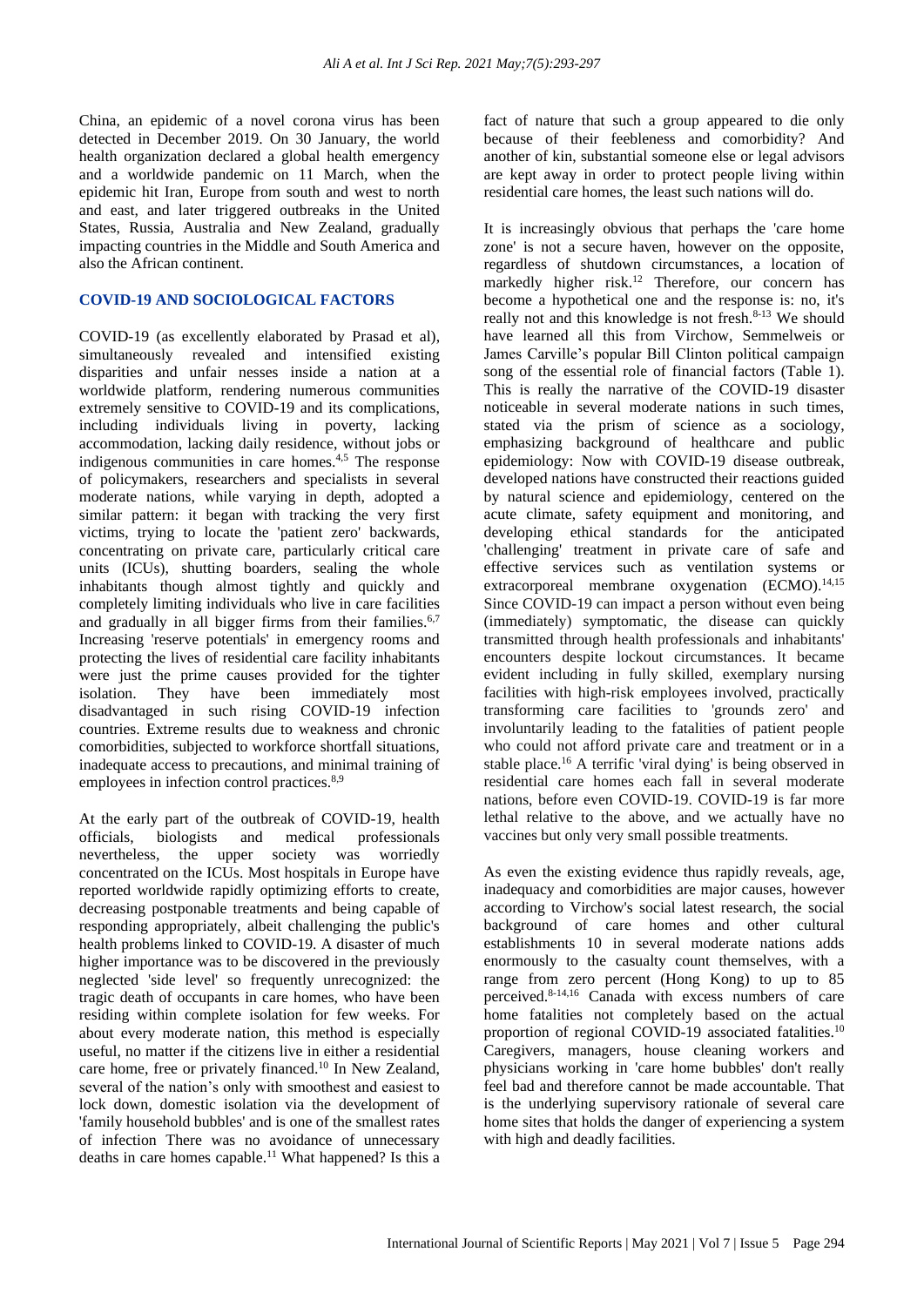China, an epidemic of a novel corona virus has been detected in December 2019. On 30 January, the world health organization declared a global health emergency and a worldwide pandemic on 11 March, when the epidemic hit Iran, Europe from south and west to north and east, and later triggered outbreaks in the United States, Russia, Australia and New Zealand, gradually impacting countries in the Middle and South America and also the African continent.

## COVID-19 AND SOCIOLOGICAL FACTORS

COVID-19 (as excellently elaborated by Prasad et al), simultaneously revealed and intensified existing disparities and unfair nesses inside a nation at a worldwide platform, rendering numerous communities extremely sensitive to COVID-19 and its complications, including individuals living in poverty, lacking accommodation, lacking daily residence, without jobs or indigenous communities in care homes.[4,5] The response of policymakers, researchers and specialists in several moderate nations, while varying in depth, adopted a similar pattern: it began with tracking the very first victims, trying to locate the 'patient zero' backwards, concentrating on private care, particularly critical care units (ICUs), shutting boarders, sealing the whole inhabitants though almost tightly and quickly and completely limiting individuals who live in care facilities and gradually in all bigger firms from their families.[6,7] Increasing 'reserve potentials' in emergency rooms and protecting the lives of residential care facility inhabitants were just the prime causes provided for the tighter isolation. They have been immediately most disadvantaged in such rising COVID-19 infection countries. Extreme results due to weakness and chronic comorbidities, subjected to workforce shortfall situations, inadequate access to precautions, and minimal training of employees in infection control practices.[8,9]

At the early part of the outbreak of COVID-19, health officials, biologists and medical professionals nevertheless, the upper society was worriedly concentrated on the ICUs. Most hospitals in Europe have reported worldwide rapidly optimizing efforts to create, decreasing postponable treatments and being capable of responding appropriately, albeit challenging the public's health problems linked to COVID-19. A disaster of much higher importance was to be discovered in the previously neglected 'side level' so frequently unrecognized: the tragic death of occupants in care homes, who have been residing within complete isolation for few weeks. For about every moderate nation, this method is especially useful, no matter if the citizens live in either a residential care home, free or privately financed.[10] In New Zealand, several of the nation's only with smoothest and easiest to lock down, domestic isolation via the development of 'family household bubbles' and is one of the smallest rates of infection There was no avoidance of unnecessary deaths in care homes capable.[11] What happened? Is this a fact of nature that such a group appeared to die only because of their feebleness and comorbidity? And another of kin, substantial someone else or legal advisors are kept away in order to protect people living within residential care homes, the least such nations will do.

It is increasingly obvious that perhaps the 'care home zone' is not a secure haven, however on the opposite, regardless of shutdown circumstances, a location of markedly higher risk.[12] Therefore, our concern has become a hypothetical one and the response is: no, it's really not and this knowledge is not fresh.[8-13] We should have learned all this from Virchow, Semmelweis or James Carville's popular Bill Clinton political campaign song of the essential role of financial factors (Table 1). This is really the narrative of the COVID-19 disaster noticeable in several moderate nations in such times, stated via the prism of science as a sociology, emphasizing background of healthcare and public epidemiology: Now with COVID-19 disease outbreak, developed nations have constructed their reactions guided by natural science and epidemiology, centered on the acute climate, safety equipment and monitoring, and developing ethical standards for the anticipated 'challenging' treatment in private care of safe and effective services such as ventilation systems or extracorporeal membrane oxygenation (ECMO).[14,15] Since COVID-19 can impact a person without even being (immediately) symptomatic, the disease can quickly transmitted through health professionals and inhabitants' encounters despite lockout circumstances. It became evident including in fully skilled, exemplary nursing facilities with high-risk employees involved, practically transforming care facilities to 'grounds zero' and involuntarily leading to the fatalities of patient people who could not afford private care and treatment or in a stable place.[16] A terrific 'viral dying' is being observed in residential care homes each fall in several moderate nations, before even COVID-19. COVID-19 is far more lethal relative to the above, and we actually have no vaccines but only very small possible treatments.

As even the existing evidence thus rapidly reveals, age, inadequacy and comorbidities are major causes, however according to Virchow's social latest research, the social background of care homes and other cultural establishments 10 in several moderate nations adds enormously to the casualty count themselves, with a range from zero percent (Hong Kong) to up to 85 perceived.[8-14,16] Canada with excess numbers of care home fatalities not completely based on the actual proportion of regional COVID-19 associated fatalities.[10] Caregivers, managers, house cleaning workers and physicians working in 'care home bubbles' don't really feel bad and therefore cannot be made accountable. That is the underlying supervisory rationale of several care home sites that holds the danger of experiencing a system with high and deadly facilities.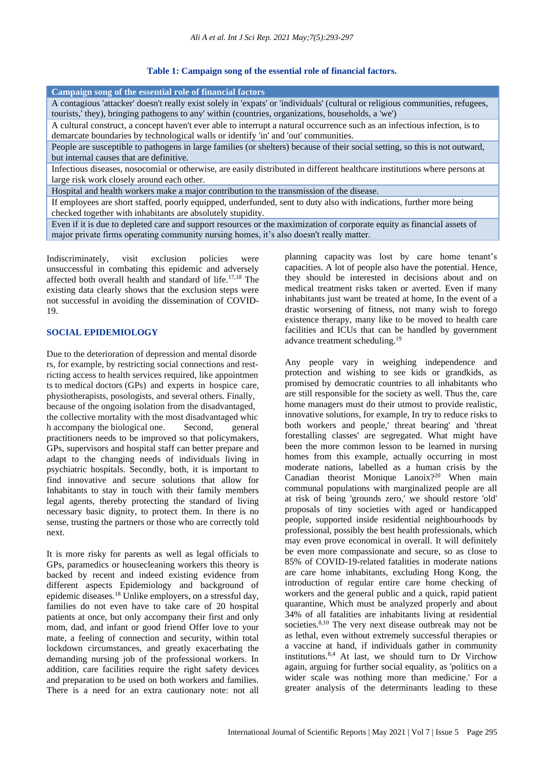**Table 1: Campaign song of the essential role of financial factors.**

| Campaign song of the essential role of financial factors |
| --- |
| A contagious 'attacker' doesn't really exist solely in 'expats' or 'individuals' (cultural or religious communities, refugees, tourists,' they), bringing pathogens to any' within (countries, organizations, households, a 'we') |
| A cultural construct, a concept haven't ever able to interrupt a natural occurrence such as an infectious infection, is to demarcate boundaries by technological walls or identify 'in' and 'out' communities. |
| People are susceptible to pathogens in large families (or shelters) because of their social setting, so this is not outward, but internal causes that are definitive. |
| Infectious diseases, nosocomial or otherwise, are easily distributed in different healthcare institutions where persons at large risk work closely around each other. |
| Hospital and health workers make a major contribution to the transmission of the disease. |
| If employees are short staffed, poorly equipped, underfunded, sent to duty also with indications, further more being checked together with inhabitants are absolutely stupidity. |
| Even if it is due to depleted care and support resources or the maximization of corporate equity as financial assets of major private firms operating community nursing homes, it's also doesn't really matter. |

Indiscriminately, visit exclusion policies were unsuccessful in combating this epidemic and adversely affected both overall health and standard of life.[17,18] The existing data clearly shows that the exclusion steps were not successful in avoiding the dissemination of COVID-19.

## SOCIAL EPIDEMIOLOGY

Due to the deterioration of depression and mental disorders, for example, by restricting social connections and restricting access to health services required, like appointments to medical doctors (GPs) and experts in hospice care, physiotherapists, posologists, and several others. Finally, because of the ongoing isolation from the disadvantaged, the collective mortality with the most disadvantaged which accompany the biological one. Second, general practitioners needs to be improved so that policymakers, GPs, supervisors and hospital staff can better prepare and adapt to the changing needs of individuals living in psychiatric hospitals. Secondly, both, it is important to find innovative and secure solutions that allow for Inhabitants to stay in touch with their family members legal agents, thereby protecting the standard of living necessary basic dignity, to protect them. In there is no sense, trusting the partners or those who are correctly told next.

It is more risky for parents as well as legal officials to GPs, paramedics or housecleaning workers this theory is backed by recent and indeed existing evidence from different aspects Epidemiology and background of epidemic diseases.[18] Unlike employers, on a stressful day, families do not even have to take care of 20 hospital patients at once, but only accompany their first and only mom, dad, and infant or good friend Offer love to your mate, a feeling of connection and security, within total lockdown circumstances, and greatly exacerbating the demanding nursing job of the professional workers. In addition, care facilities require the right safety devices and preparation to be used on both workers and families. There is a need for an extra cautionary note: not all planning capacity was lost by care home tenant's capacities. A lot of people also have the potential. Hence, they should be interested in decisions about and on medical treatment risks taken or averted. Even if many inhabitants just want be treated at home, In the event of a drastic worsening of fitness, not many wish to forego existence therapy, many like to be moved to health care facilities and ICUs that can be handled by government advance treatment scheduling.[19]

Any people vary in weighing independence and protection and wishing to see kids or grandkids, as promised by democratic countries to all inhabitants who are still responsible for the society as well. Thus the, care home managers must do their utmost to provide realistic, innovative solutions, for example, In try to reduce risks to both workers and people,' threat bearing' and 'threat forestalling classes' are segregated. What might have been the more common lesson to be learned in nursing homes from this example, actually occurring in most moderate nations, labelled as a human crisis by the Canadian theorist Monique Lanoix?[20] When main communal populations with marginalized people are all at risk of being 'grounds zero,' we should restore 'old' proposals of tiny societies with aged or handicapped people, supported inside residential neighbourhoods by professional, possibly the best health professionals, which may even prove economical in overall. It will definitely be even more compassionate and secure, so as close to 85% of COVID-19-related fatalities in moderate nations are care home inhabitants, excluding Hong Kong, the introduction of regular entire care home checking of workers and the general public and a quick, rapid patient quarantine, Which must be analyzed properly and about 34% of all fatalities are inhabitants living at residential societies.[8,10] The very next disease outbreak may not be as lethal, even without extremely successful therapies or a vaccine at hand, if individuals gather in community institutions.[8,4] At last, we should turn to Dr Virchow again, arguing for further social equality, as 'politics on a wider scale was nothing more than medicine.' For a greater analysis of the determinants leading to these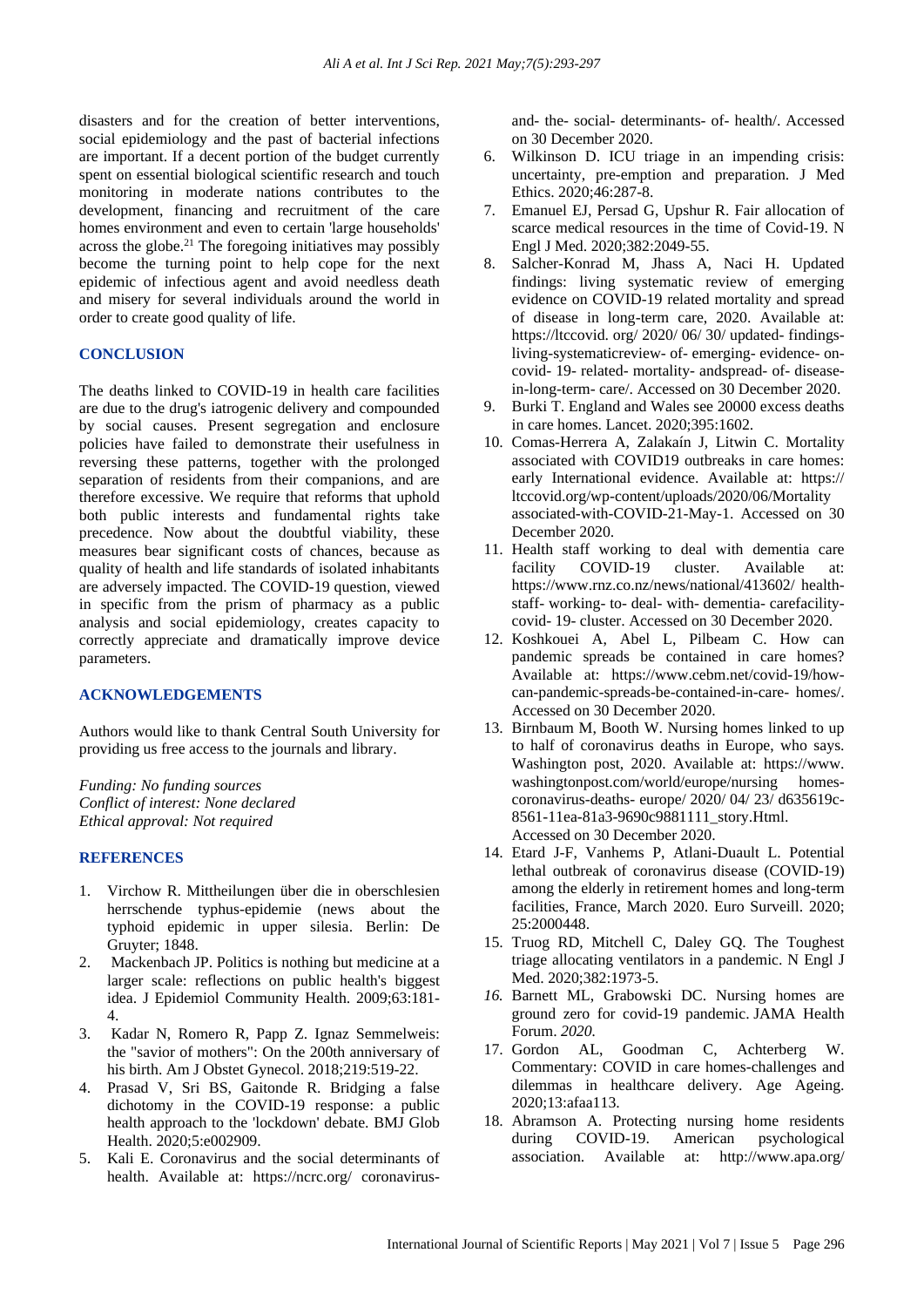disasters and for the creation of better interventions, social epidemiology and the past of bacterial infections are important. If a decent portion of the budget currently spent on essential biological scientific research and touch monitoring in moderate nations contributes to the development, financing and recruitment of the care homes environment and even to certain 'large households' across the globe.[21] The foregoing initiatives may possibly become the turning point to help cope for the next epidemic of infectious agent and avoid needless death and misery for several individuals around the world in order to create good quality of life.

## CONCLUSION

The deaths linked to COVID-19 in health care facilities are due to the drug's iatrogenic delivery and compounded by social causes. Present segregation and enclosure policies have failed to demonstrate their usefulness in reversing these patterns, together with the prolonged separation of residents from their companions, and are therefore excessive. We require that reforms that uphold both public interests and fundamental rights take precedence. Now about the doubtful viability, these measures bear significant costs of chances, because as quality of health and life standards of isolated inhabitants are adversely impacted. The COVID-19 question, viewed in specific from the prism of pharmacy as a public analysis and social epidemiology, creates capacity to correctly appreciate and dramatically improve device parameters.

## ACKNOWLEDGEMENTS

Authors would like to thank Central South University for providing us free access to the journals and library.

*Funding: No funding sources*
*Conflict of interest: None declared*
*Ethical approval: Not required*

## REFERENCES

1. Virchow R. Mittheilungen über die in oberschlesien herrschende typhus-epidemie (news about the typhoid epidemic in upper silesia. Berlin: De Gruyter; 1848.
2. Mackenbach JP. Politics is nothing but medicine at a larger scale: reflections on public health's biggest idea. J Epidemiol Community Health. 2009;63:181-4.
3. Kadar N, Romero R, Papp Z. Ignaz Semmelweis: the "savior of mothers": On the 200th anniversary of his birth. Am J Obstet Gynecol. 2018;219:519-22.
4. Prasad V, Sri BS, Gaitonde R. Bridging a false dichotomy in the COVID-19 response: a public health approach to the 'lockdown' debate. BMJ Glob Health. 2020;5:e002909.
5. Kali E. Coronavirus and the social determinants of health. Available at: https://ncrc.org/ coronavirus- and- the- social- determinants- of- health/. Accessed on 30 December 2020.
6. Wilkinson D. ICU triage in an impending crisis: uncertainty, pre-emption and preparation. J Med Ethics. 2020;46:287-8.
7. Emanuel EJ, Persad G, Upshur R. Fair allocation of scarce medical resources in the time of Covid-19. N Engl J Med. 2020;382:2049-55.
8. Salcher-Konrad M, Jhass A, Naci H. Updated findings: living systematic review of emerging evidence on COVID-19 related mortality and spread of disease in long-term care, 2020. Available at: https://ltccovid. org/ 2020/ 06/ 30/ updated- findings-living-systematicreview- of- emerging- evidence- on-covid- 19- related- mortality- andspread- of- disease-in-long-term- care/. Accessed on 30 December 2020.
9. Burki T. England and Wales see 20000 excess deaths in care homes. Lancet. 2020;395:1602.
10. Comas-Herrera A, Zalakaín J, Litwin C. Mortality associated with COVID19 outbreaks in care homes: early International evidence. Available at: https:// ltccovid.org/wp-content/uploads/2020/06/Mortality associated-with-COVID-21-May-1. Accessed on 30 December 2020.
11. Health staff working to deal with dementia care facility COVID-19 cluster. Available at: https://www.rnz.co.nz/news/national/413602/ health-staff- working- to- deal- with- dementia- carefacility-covid- 19- cluster. Accessed on 30 December 2020.
12. Koshkouei A, Abel L, Pilbeam C. How can pandemic spreads be contained in care homes? Available at: https://www.cebm.net/covid-19/how-can-pandemic-spreads-be-contained-in-care- homes/. Accessed on 30 December 2020.
13. Birnbaum M, Booth W. Nursing homes linked to up to half of coronavirus deaths in Europe, who says. Washington post, 2020. Available at: https://www. washingtonpost.com/world/europe/nursing homes-coronavirus-deaths- europe/ 2020/ 04/ 23/ d635619c-8561-11ea-81a3-9690c9881111_story.Html. Accessed on 30 December 2020.
14. Etard J-F, Vanhems P, Atlani-Duault L. Potential lethal outbreak of coronavirus disease (COVID-19) among the elderly in retirement homes and long-term facilities, France, March 2020. Euro Surveill. 2020; 25:2000448.
15. Truog RD, Mitchell C, Daley GQ. The Toughest triage allocating ventilators in a pandemic. N Engl J Med. 2020;382:1973-5.
16. Barnett ML, Grabowski DC. Nursing homes are ground zero for covid-19 pandemic. JAMA Health Forum. *2020.*
17. Gordon AL, Goodman C, Achterberg W. Commentary: COVID in care homes-challenges and dilemmas in healthcare delivery. Age Ageing. 2020;13:afaa113.
18. Abramson A. Protecting nursing home residents during COVID-19. American psychological association. Available at: http://www.apa.org/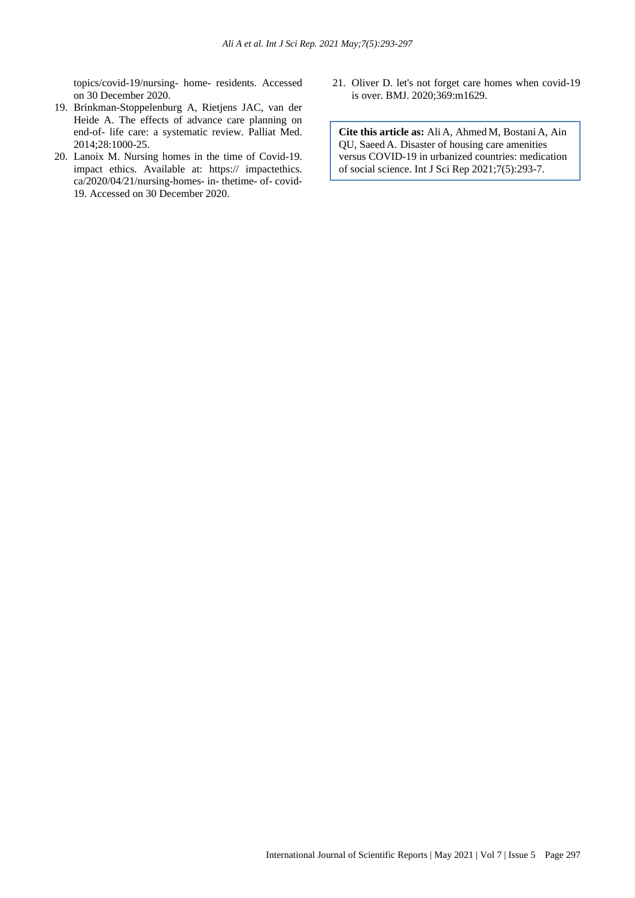topics/covid-19/nursing- home- residents. Accessed on 30 December 2020.

19. Brinkman-Stoppelenburg A, Rietjens JAC, van der Heide A. The effects of advance care planning on end-of- life care: a systematic review. Palliat Med. 2014;28:1000-25.
20. Lanoix M. Nursing homes in the time of Covid-19. impact ethics. Available at: https:// impactethics. ca/2020/04/21/nursing-homes- in- thetime- of- covid-19. Accessed on 30 December 2020.
21. Oliver D. let's not forget care homes when covid-19 is over. BMJ. 2020;369:m1629.

**Cite this article as:** Ali A, Ahmed M, Bostani A, Ain QU, Saeed A. Disaster of housing care amenities versus COVID-19 in urbanized countries: medication of social science. Int J Sci Rep 2021;7(5):293-7.